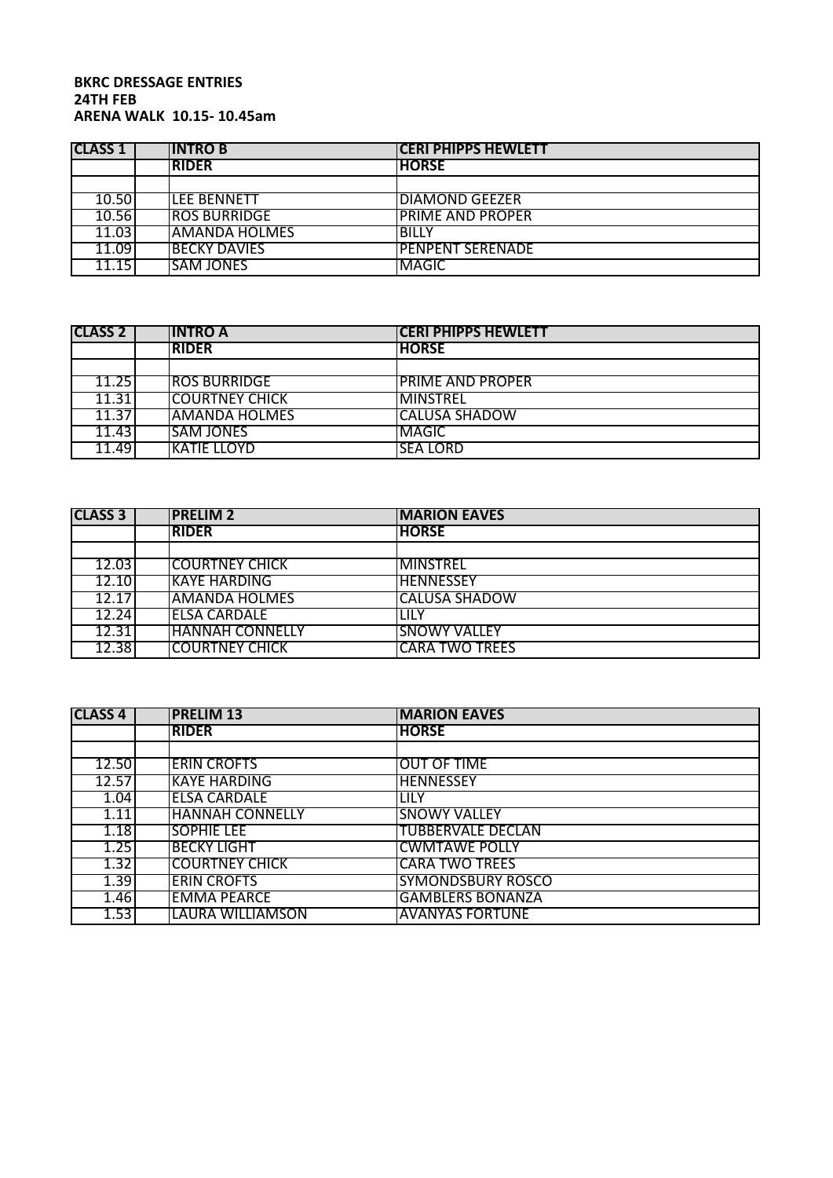**BKRC DRESSAGE ENTRIES**
**24TH FEB**
**ARENA WALK 10.15- 10.45am**

| CLASS 1 | INTRO B | CERI PHIPPS HEWLETT |
|---|---|---|
| | **RIDER** | **HORSE** |
| | | |
| 10.50 | LEE BENNETT | DIAMOND GEEZER |
| 10.56 | ROS BURRIDGE | PRIME AND PROPER |
| 11.03 | AMANDA HOLMES | BILLY |
| 11.09 | BECKY DAVIES | PENPENT SERENADE |
| 11.15 | SAM JONES | MAGIC |

| CLASS 2 | INTRO A | CERI PHIPPS HEWLETT |
|---|---|---|
| | **RIDER** | **HORSE** |
| | | |
| 11.25 | ROS BURRIDGE | PRIME AND PROPER |
| 11.31 | COURTNEY CHICK | MINSTREL |
| 11.37 | AMANDA HOLMES | CALUSA SHADOW |
| 11.43 | SAM JONES | MAGIC |
| 11.49 | KATIE LLOYD | SEA LORD |

| CLASS 3 | PRELIM 2 | MARION EAVES |
|---|---|---|
| | **RIDER** | **HORSE** |
| | | |
| 12.03 | COURTNEY CHICK | MINSTREL |
| 12.10 | KAYE HARDING | HENNESSEY |
| 12.17 | AMANDA HOLMES | CALUSA SHADOW |
| 12.24 | ELSA CARDALE | LILY |
| 12.31 | HANNAH CONNELLY | SNOWY VALLEY |
| 12.38 | COURTNEY CHICK | CARA TWO TREES |

| CLASS 4 | PRELIM 13 | MARION EAVES |
|---|---|---|
| | **RIDER** | **HORSE** |
| | | |
| 12.50 | ERIN CROFTS | OUT OF TIME |
| 12.57 | KAYE HARDING | HENNESSEY |
| 1.04 | ELSA CARDALE | LILY |
| 1.11 | HANNAH CONNELLY | SNOWY VALLEY |
| 1.18 | SOPHIE LEE | TUBBERVALE DECLAN |
| 1.25 | BECKY LIGHT | CWMTAWE POLLY |
| 1.32 | COURTNEY CHICK | CARA TWO TREES |
| 1.39 | ERIN CROFTS | SYMONDSBURY ROSCO |
| 1.46 | EMMA PEARCE | GAMBLERS BONANZA |
| 1.53 | LAURA WILLIAMSON | AVANYAS FORTUNE |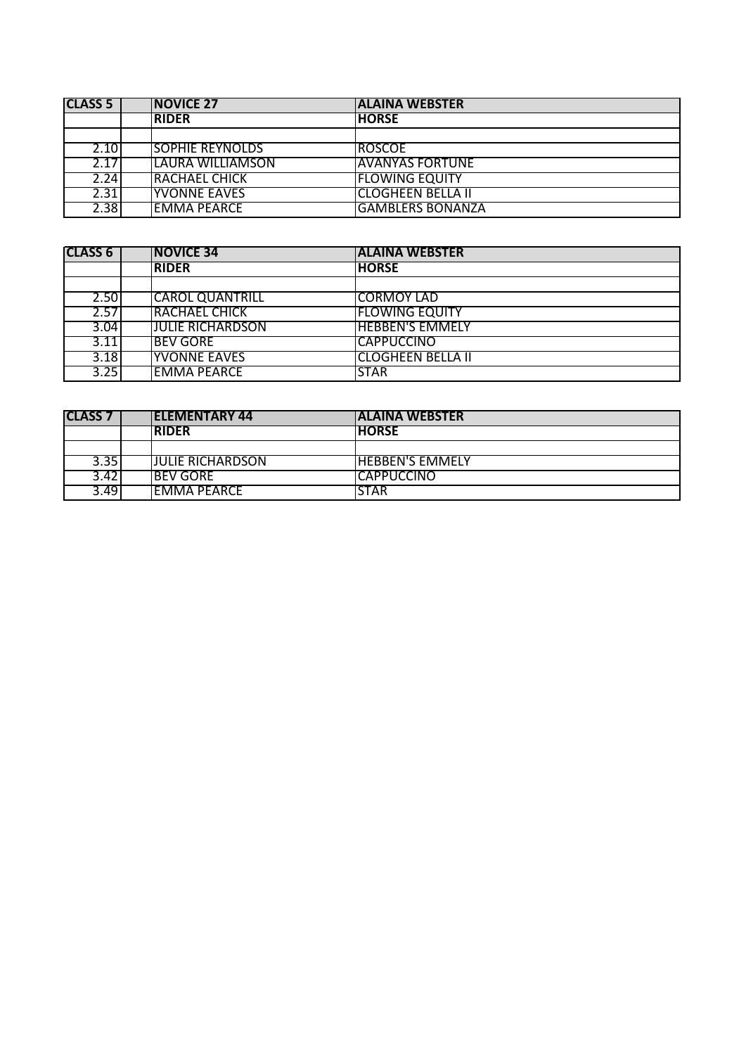| CLASS 5 | | NOVICE 27 | ALAINA WEBSTER |
|---|---|---|---|
| | | RIDER | HORSE |
| | | | |
| 2.10 | | SOPHIE REYNOLDS | ROSCOE |
| 2.17 | | LAURA WILLIAMSON | AVANYAS FORTUNE |
| 2.24 | | RACHAEL CHICK | FLOWING EQUITY |
| 2.31 | | YVONNE EAVES | CLOGHEEN BELLA II |
| 2.38 | | EMMA PEARCE | GAMBLERS BONANZA |

| CLASS 6 | | NOVICE 34 | ALAINA WEBSTER |
|---|---|---|---|
| | | RIDER | HORSE |
| | | | |
| 2.50 | | CAROL QUANTRILL | CORMOY LAD |
| 2.57 | | RACHAEL CHICK | FLOWING EQUITY |
| 3.04 | | JULIE RICHARDSON | HEBBEN'S EMMELY |
| 3.11 | | BEV GORE | CAPPUCCINO |
| 3.18 | | YVONNE EAVES | CLOGHEEN BELLA II |
| 3.25 | | EMMA PEARCE | STAR |

| CLASS 7 | | ELEMENTARY 44 | ALAINA WEBSTER |
|---|---|---|---|
| | | RIDER | HORSE |
| | | | |
| 3.35 | | JULIE RICHARDSON | HEBBEN'S EMMELY |
| 3.42 | | BEV GORE | CAPPUCCINO |
| 3.49 | | EMMA PEARCE | STAR |